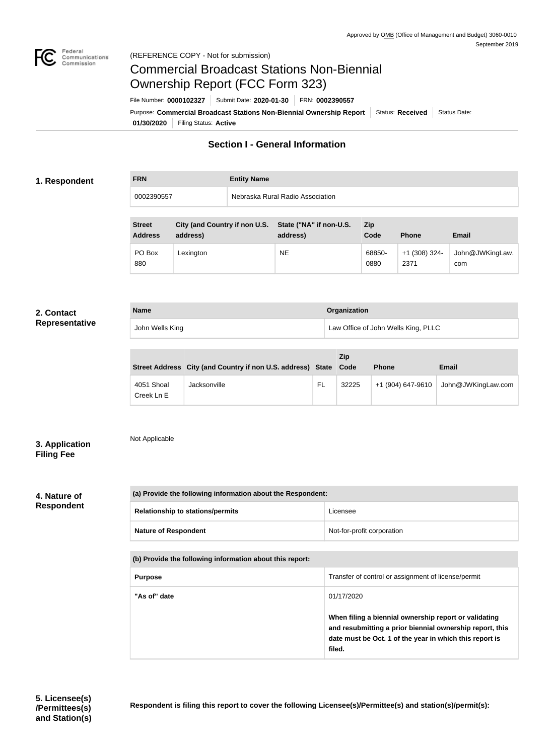Approved by OMB (Office of Management and Budget) 3060-0010
September 2019

(REFERENCE COPY - Not for submission)

# Commercial Broadcast Stations Non-Biennial Ownership Report (FCC Form 323)

File Number: **0000102327** | Submit Date: **2020-01-30** | FRN: **0002390557**

Purpose: **Commercial Broadcast Stations Non-Biennial Ownership Report** | Status: **Received** | Status Date: **01/30/2020** | Filing Status: **Active**

## Section I - General Information

### 1. Respondent

| FRN | Entity Name |
|---|---|
| 0002390557 | Nebraska Rural Radio Association |

| Street Address | City (and Country if non U.S. address) | State ("NA" if non-U.S. address) | Zip Code | Phone | Email |
|---|---|---|---|---|---|
| PO Box 880 | Lexington | NE | 68850-0880 | +1 (308) 324-2371 | John@JWKingLaw.com |

### 2. Contact Representative

| Name | Organization |
|---|---|
| John Wells King | Law Office of John Wells King, PLLC |

| Street Address | City (and Country if non U.S. address) | State | Zip Code | Phone | Email |
|---|---|---|---|---|---|
| 4051 Shoal Creek Ln E | Jacksonville | FL | 32225 | +1 (904) 647-9610 | John@JWKingLaw.com |

### 3. Application Filing Fee

Not Applicable

### 4. Nature of Respondent

| (a) Provide the following information about the Respondent: | |
|---|---|
| Relationship to stations/permits | Licensee |
| Nature of Respondent | Not-for-profit corporation |

| (b) Provide the following information about this report: | |
|---|---|
| Purpose | Transfer of control or assignment of license/permit |
| "As of" date | 01/17/2020<br><br>**When filing a biennial ownership report or validating and resubmitting a prior biennial ownership report, this date must be Oct. 1 of the year in which this report is filed.** |

### 5. Licensee(s) /Permittees(s) and Station(s)

**Respondent is filing this report to cover the following Licensee(s)/Permittee(s) and station(s)/permit(s):**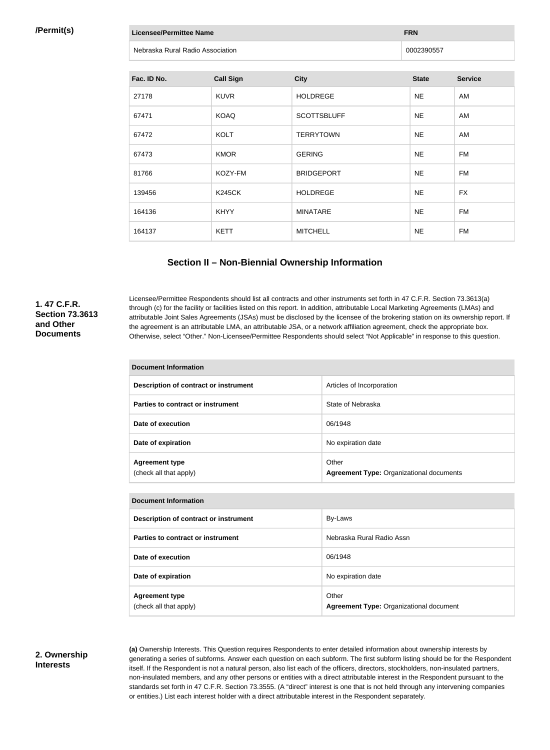**/Permit(s)**

| Licensee/Permittee Name | FRN |
|---|---|
| Nebraska Rural Radio Association | 0002390557 |

| Fac. ID No. | Call Sign | City | State | Service |
|---|---|---|---|---|
| 27178 | KUVR | HOLDREGE | NE | AM |
| 67471 | KOAQ | SCOTTSBLUFF | NE | AM |
| 67472 | KOLT | TERRYTOWN | NE | AM |
| 67473 | KMOR | GERING | NE | FM |
| 81766 | KOZY-FM | BRIDGEPORT | NE | FM |
| 139456 | K245CK | HOLDREGE | NE | FX |
| 164136 | KHYY | MINATARE | NE | FM |
| 164137 | KETT | MITCHELL | NE | FM |

## Section II – Non-Biennial Ownership Information

**1. 47 C.F.R. Section 73.3613 and Other Documents**

Licensee/Permittee Respondents should list all contracts and other instruments set forth in 47 C.F.R. Section 73.3613(a) through (c) for the facility or facilities listed on this report. In addition, attributable Local Marketing Agreements (LMAs) and attributable Joint Sales Agreements (JSAs) must be disclosed by the licensee of the brokering station on its ownership report. If the agreement is an attributable LMA, an attributable JSA, or a network affiliation agreement, check the appropriate box. Otherwise, select "Other." Non-Licensee/Permittee Respondents should select "Not Applicable" in response to this question.

| Document Information | |
|---|---|
| Description of contract or instrument | Articles of Incorporation |
| Parties to contract or instrument | State of Nebraska |
| Date of execution | 06/1948 |
| Date of expiration | No expiration date |
| Agreement type (check all that apply) | Other **Agreement Type:** Organizational documents |

| Document Information | |
|---|---|
| Description of contract or instrument | By-Laws |
| Parties to contract or instrument | Nebraska Rural Radio Assn |
| Date of execution | 06/1948 |
| Date of expiration | No expiration date |
| Agreement type (check all that apply) | Other **Agreement Type:** Organizational document |

**2. Ownership Interests**

**(a)** Ownership Interests. This Question requires Respondents to enter detailed information about ownership interests by generating a series of subforms. Answer each question on each subform. The first subform listing should be for the Respondent itself. If the Respondent is not a natural person, also list each of the officers, directors, stockholders, non-insulated partners, non-insulated members, and any other persons or entities with a direct attributable interest in the Respondent pursuant to the standards set forth in 47 C.F.R. Section 73.3555. (A "direct" interest is one that is not held through any intervening companies or entities.) List each interest holder with a direct attributable interest in the Respondent separately.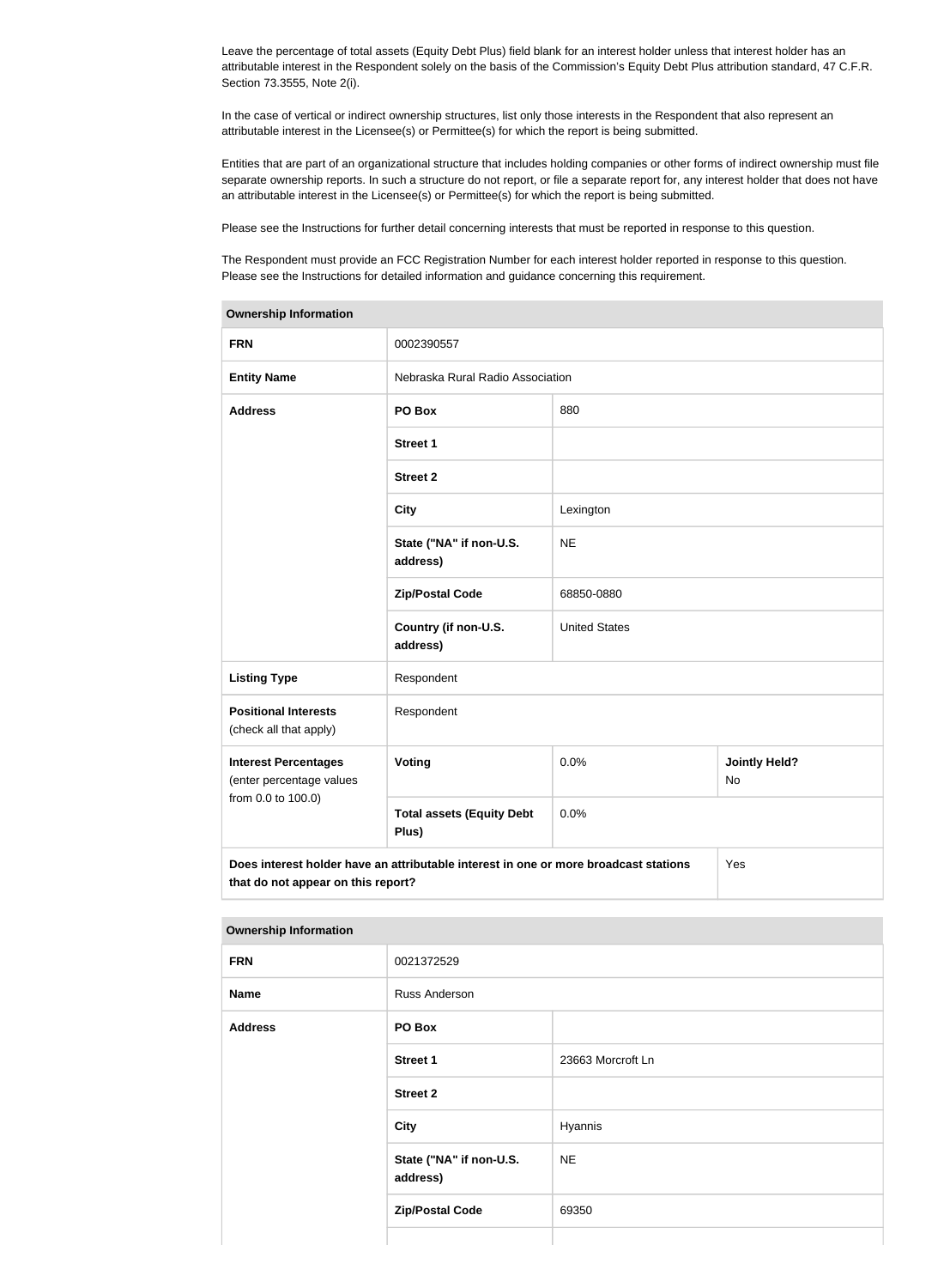Leave the percentage of total assets (Equity Debt Plus) field blank for an interest holder unless that interest holder has an attributable interest in the Respondent solely on the basis of the Commission's Equity Debt Plus attribution standard, 47 C.F.R. Section 73.3555, Note 2(i).

In the case of vertical or indirect ownership structures, list only those interests in the Respondent that also represent an attributable interest in the Licensee(s) or Permittee(s) for which the report is being submitted.

Entities that are part of an organizational structure that includes holding companies or other forms of indirect ownership must file separate ownership reports. In such a structure do not report, or file a separate report for, any interest holder that does not have an attributable interest in the Licensee(s) or Permittee(s) for which the report is being submitted.

Please see the Instructions for further detail concerning interests that must be reported in response to this question.

The Respondent must provide an FCC Registration Number for each interest holder reported in response to this question. Please see the Instructions for detailed information and guidance concerning this requirement.

| **Ownership Information** | | | |
|---|---|---|---|
| **FRN** | 0002390557 | | |
| **Entity Name** | Nebraska Rural Radio Association | | |
| **Address** | **PO Box** | 880 | |
| | **Street 1** | | |
| | **Street 2** | | |
| | **City** | Lexington | |
| | **State ("NA" if non-U.S. address)** | NE | |
| | **Zip/Postal Code** | 68850-0880 | |
| | **Country (if non-U.S. address)** | United States | |
| **Listing Type** | Respondent | | |
| **Positional Interests** (check all that apply) | Respondent | | |
| **Interest Percentages** (enter percentage values from 0.0 to 100.0) | **Voting** | 0.0% | **Jointly Held?** No |
| | **Total assets (Equity Debt Plus)** | 0.0% | |
| **Does interest holder have an attributable interest in one or more broadcast stations that do not appear on this report?** | | | Yes |

| **Ownership Information** | | |
|---|---|---|
| **FRN** | 0021372529 | |
| **Name** | Russ Anderson | |
| **Address** | **PO Box** | |
| | **Street 1** | 23663 Morcroft Ln |
| | **Street 2** | |
| | **City** | Hyannis |
| | **State ("NA" if non-U.S. address)** | NE |
| | **Zip/Postal Code** | 69350 |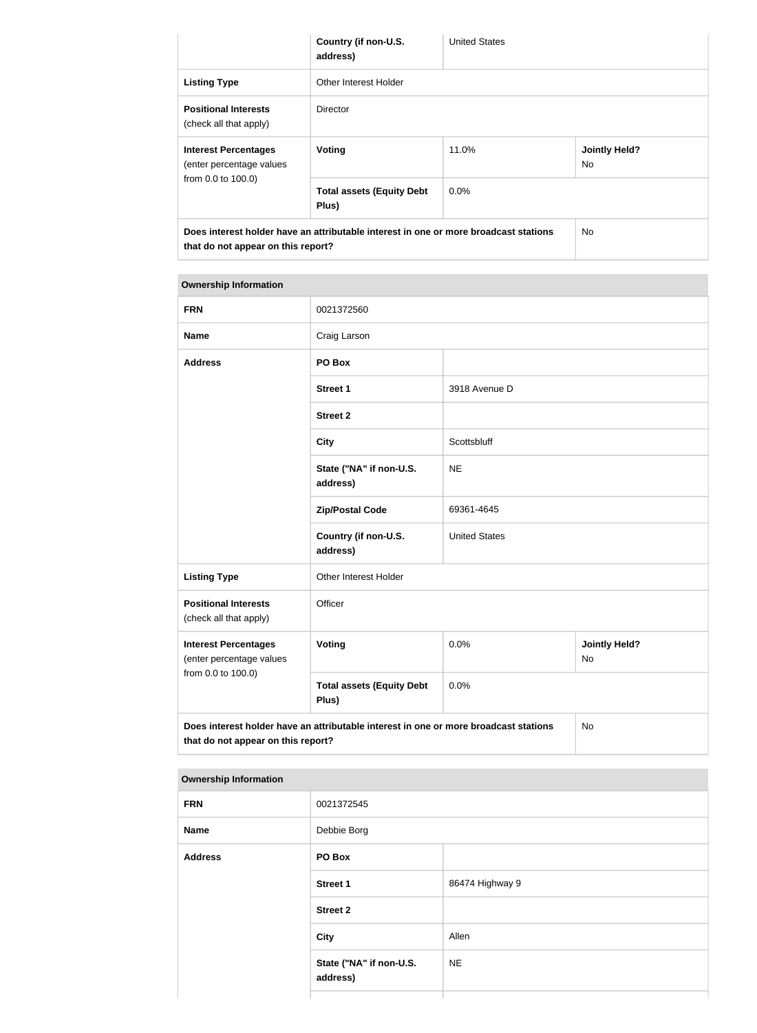| | | | |
|---|---|---|---|
| | **Country (if non-U.S. address)** | United States | |
| **Listing Type** | Other Interest Holder | | |
| **Positional Interests** (check all that apply) | Director | | |
| **Interest Percentages** (enter percentage values from 0.0 to 100.0) | **Voting** | 11.0% | **Jointly Held?** No |
| | **Total assets (Equity Debt Plus)** | 0.0% | |
| **Does interest holder have an attributable interest in one or more broadcast stations that do not appear on this report?** | | | No |

| **Ownership Information** | | | |
|---|---|---|---|
| **FRN** | 0021372560 | | |
| **Name** | Craig Larson | | |
| **Address** | **PO Box** | | |
| | **Street 1** | 3918 Avenue D | |
| | **Street 2** | | |
| | **City** | Scottsbluff | |
| | **State ("NA" if non-U.S. address)** | NE | |
| | **Zip/Postal Code** | 69361-4645 | |
| | **Country (if non-U.S. address)** | United States | |
| **Listing Type** | Other Interest Holder | | |
| **Positional Interests** (check all that apply) | Officer | | |
| **Interest Percentages** (enter percentage values from 0.0 to 100.0) | **Voting** | 0.0% | **Jointly Held?** No |
| | **Total assets (Equity Debt Plus)** | 0.0% | |
| **Does interest holder have an attributable interest in one or more broadcast stations that do not appear on this report?** | | | No |

| **Ownership Information** | | |
|---|---|---|
| **FRN** | 0021372545 | |
| **Name** | Debbie Borg | |
| **Address** | **PO Box** | |
| | **Street 1** | 86474 Highway 9 |
| | **Street 2** | |
| | **City** | Allen |
| | **State ("NA" if non-U.S. address)** | NE |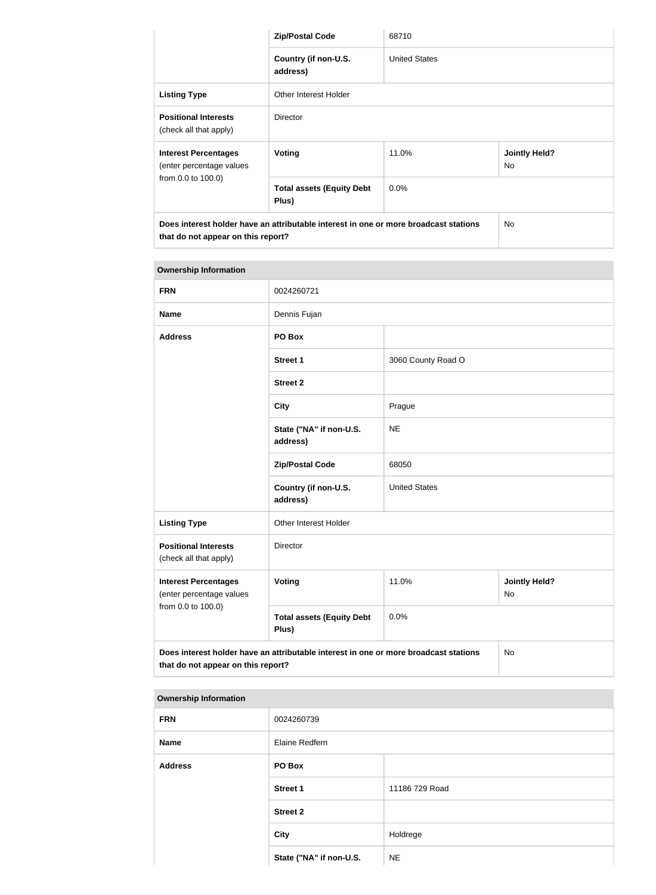| | | | |
|---|---|---|---|
| | **Zip/Postal Code** | 68710 | |
| | **Country (if non-U.S. address)** | United States | |
| **Listing Type** | Other Interest Holder | | |
| **Positional Interests** (check all that apply) | Director | | |
| **Interest Percentages** (enter percentage values from 0.0 to 100.0) | **Voting** | 11.0% | **Jointly Held?** No |
| | **Total assets (Equity Debt Plus)** | 0.0% | |
| **Does interest holder have an attributable interest in one or more broadcast stations that do not appear on this report?** | | | No |

| **Ownership Information** | | | |
|---|---|---|---|
| **FRN** | 0024260721 | | |
| **Name** | Dennis Fujan | | |
| **Address** | **PO Box** | | |
| | **Street 1** | 3060 County Road O | |
| | **Street 2** | | |
| | **City** | Prague | |
| | **State ("NA" if non-U.S. address)** | NE | |
| | **Zip/Postal Code** | 68050 | |
| | **Country (if non-U.S. address)** | United States | |
| **Listing Type** | Other Interest Holder | | |
| **Positional Interests** (check all that apply) | Director | | |
| **Interest Percentages** (enter percentage values from 0.0 to 100.0) | **Voting** | 11.0% | **Jointly Held?** No |
| | **Total assets (Equity Debt Plus)** | 0.0% | |
| **Does interest holder have an attributable interest in one or more broadcast stations that do not appear on this report?** | | | No |

| **Ownership Information** | | |
|---|---|---|
| **FRN** | 0024260739 | |
| **Name** | Elaine Redfern | |
| **Address** | **PO Box** | |
| | **Street 1** | 11186 729 Road |
| | **Street 2** | |
| | **City** | Holdrege |
| | **State ("NA" if non-U.S.** | NE |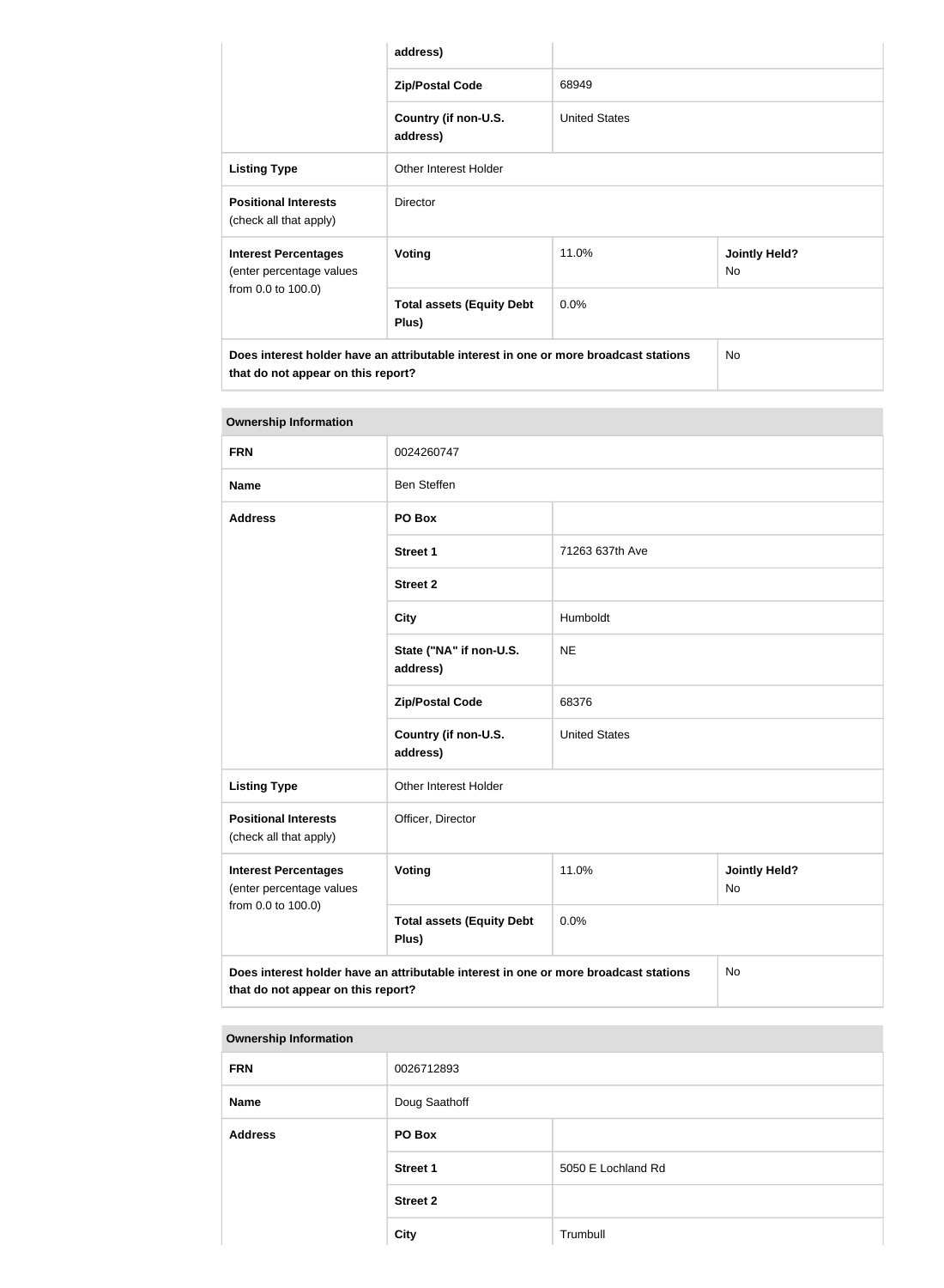| | | | |
|---|---|---|---|
| | address) | | |
| | **Zip/Postal Code** | 68949 | |
| | **Country (if non-U.S. address)** | United States | |
| **Listing Type** | Other Interest Holder | | |
| **Positional Interests** (check all that apply) | Director | | |
| **Interest Percentages** (enter percentage values from 0.0 to 100.0) | **Voting** | 11.0% | **Jointly Held?** No |
| | **Total assets (Equity Debt Plus)** | 0.0% | |
| **Does interest holder have an attributable interest in one or more broadcast stations that do not appear on this report?** | | | No |

| **Ownership Information** | | | |
|---|---|---|---|
| **FRN** | 0024260747 | | |
| **Name** | Ben Steffen | | |
| **Address** | **PO Box** | | |
| | **Street 1** | 71263 637th Ave | |
| | **Street 2** | | |
| | **City** | Humboldt | |
| | **State ("NA" if non-U.S. address)** | NE | |
| | **Zip/Postal Code** | 68376 | |
| | **Country (if non-U.S. address)** | United States | |
| **Listing Type** | Other Interest Holder | | |
| **Positional Interests** (check all that apply) | Officer, Director | | |
| **Interest Percentages** (enter percentage values from 0.0 to 100.0) | **Voting** | 11.0% | **Jointly Held?** No |
| | **Total assets (Equity Debt Plus)** | 0.0% | |
| **Does interest holder have an attributable interest in one or more broadcast stations that do not appear on this report?** | | | No |

| **Ownership Information** | | |
|---|---|---|
| **FRN** | 0026712893 | |
| **Name** | Doug Saathoff | |
| **Address** | **PO Box** | |
| | **Street 1** | 5050 E Lochland Rd |
| | **Street 2** | |
| | **City** | Trumbull |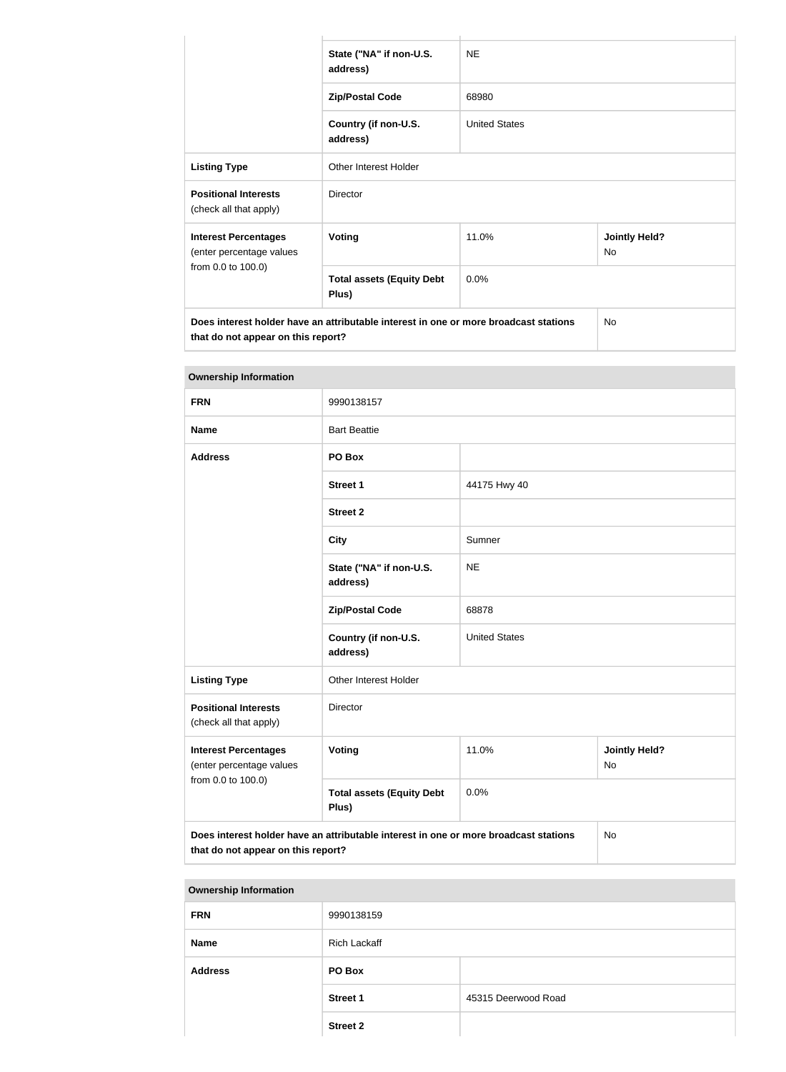| | | | |
|---|---|---|---|
| | State ("NA" if non-U.S. address) | NE | |
| | Zip/Postal Code | 68980 | |
| | Country (if non-U.S. address) | United States | |
| **Listing Type** | Other Interest Holder | | |
| **Positional Interests** (check all that apply) | Director | | |
| **Interest Percentages** (enter percentage values from 0.0 to 100.0) | **Voting** | 11.0% | **Jointly Held?** No |
| | **Total assets (Equity Debt Plus)** | 0.0% | |
| **Does interest holder have an attributable interest in one or more broadcast stations that do not appear on this report?** | | | No |

| **Ownership Information** | | | |
|---|---|---|---|
| **FRN** | 9990138157 | | |
| **Name** | Bart Beattie | | |
| **Address** | **PO Box** | | |
| | **Street 1** | 44175 Hwy 40 | |
| | **Street 2** | | |
| | **City** | Sumner | |
| | **State ("NA" if non-U.S. address)** | NE | |
| | **Zip/Postal Code** | 68878 | |
| | **Country (if non-U.S. address)** | United States | |
| **Listing Type** | Other Interest Holder | | |
| **Positional Interests** (check all that apply) | Director | | |
| **Interest Percentages** (enter percentage values from 0.0 to 100.0) | **Voting** | 11.0% | **Jointly Held?** No |
| | **Total assets (Equity Debt Plus)** | 0.0% | |
| **Does interest holder have an attributable interest in one or more broadcast stations that do not appear on this report?** | | | No |

| **Ownership Information** | | |
|---|---|---|
| **FRN** | 9990138159 | |
| **Name** | Rich Lackaff | |
| **Address** | **PO Box** | |
| | **Street 1** | 45315 Deerwood Road |
| | **Street 2** | |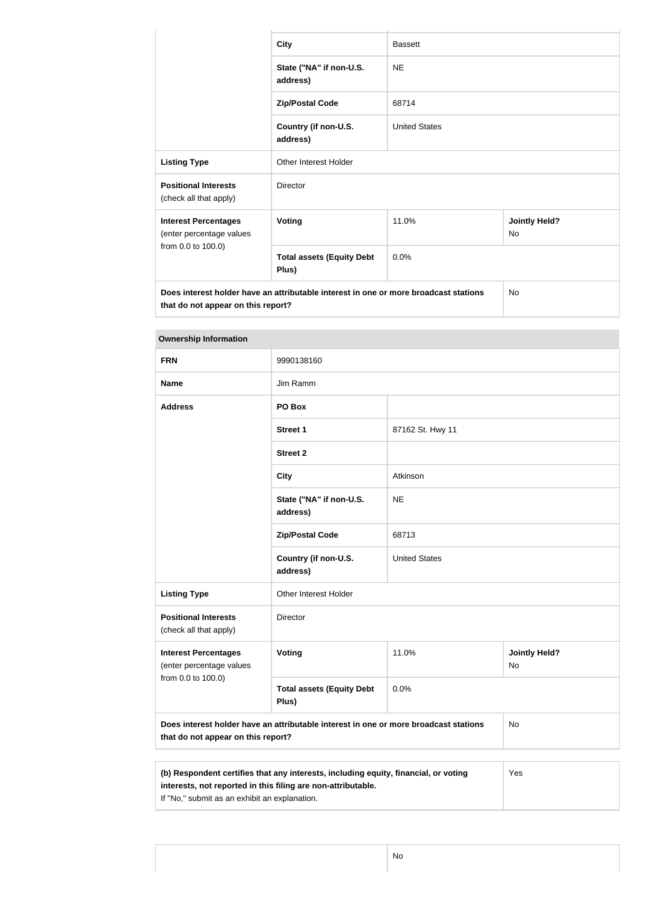| | | | |
|---|---|---|---|
| | **City** | Bassett | |
| | **State ("NA" if non-U.S. address)** | NE | |
| | **Zip/Postal Code** | 68714 | |
| | **Country (if non-U.S. address)** | United States | |
| **Listing Type** | Other Interest Holder | | |
| **Positional Interests** (check all that apply) | Director | | |
| **Interest Percentages** (enter percentage values from 0.0 to 100.0) | **Voting** | 11.0% | **Jointly Held?** No |
| | **Total assets (Equity Debt Plus)** | 0.0% | |
| **Does interest holder have an attributable interest in one or more broadcast stations that do not appear on this report?** | | | No |

| **Ownership Information** | | | |
|---|---|---|---|
| **FRN** | 9990138160 | | |
| **Name** | Jim Ramm | | |
| **Address** | **PO Box** | | |
| | **Street 1** | 87162 St. Hwy 11 | |
| | **Street 2** | | |
| | **City** | Atkinson | |
| | **State ("NA" if non-U.S. address)** | NE | |
| | **Zip/Postal Code** | 68713 | |
| | **Country (if non-U.S. address)** | United States | |
| **Listing Type** | Other Interest Holder | | |
| **Positional Interests** (check all that apply) | Director | | |
| **Interest Percentages** (enter percentage values from 0.0 to 100.0) | **Voting** | 11.0% | **Jointly Held?** No |
| | **Total assets (Equity Debt Plus)** | 0.0% | |
| **Does interest holder have an attributable interest in one or more broadcast stations that do not appear on this report?** | | | No |

| | |
|---|---|
| **(b) Respondent certifies that any interests, including equity, financial, or voting interests, not reported in this filing are non-attributable.** If "No," submit as an exhibit an explanation. | Yes |

| | |
|---|---|
| | No |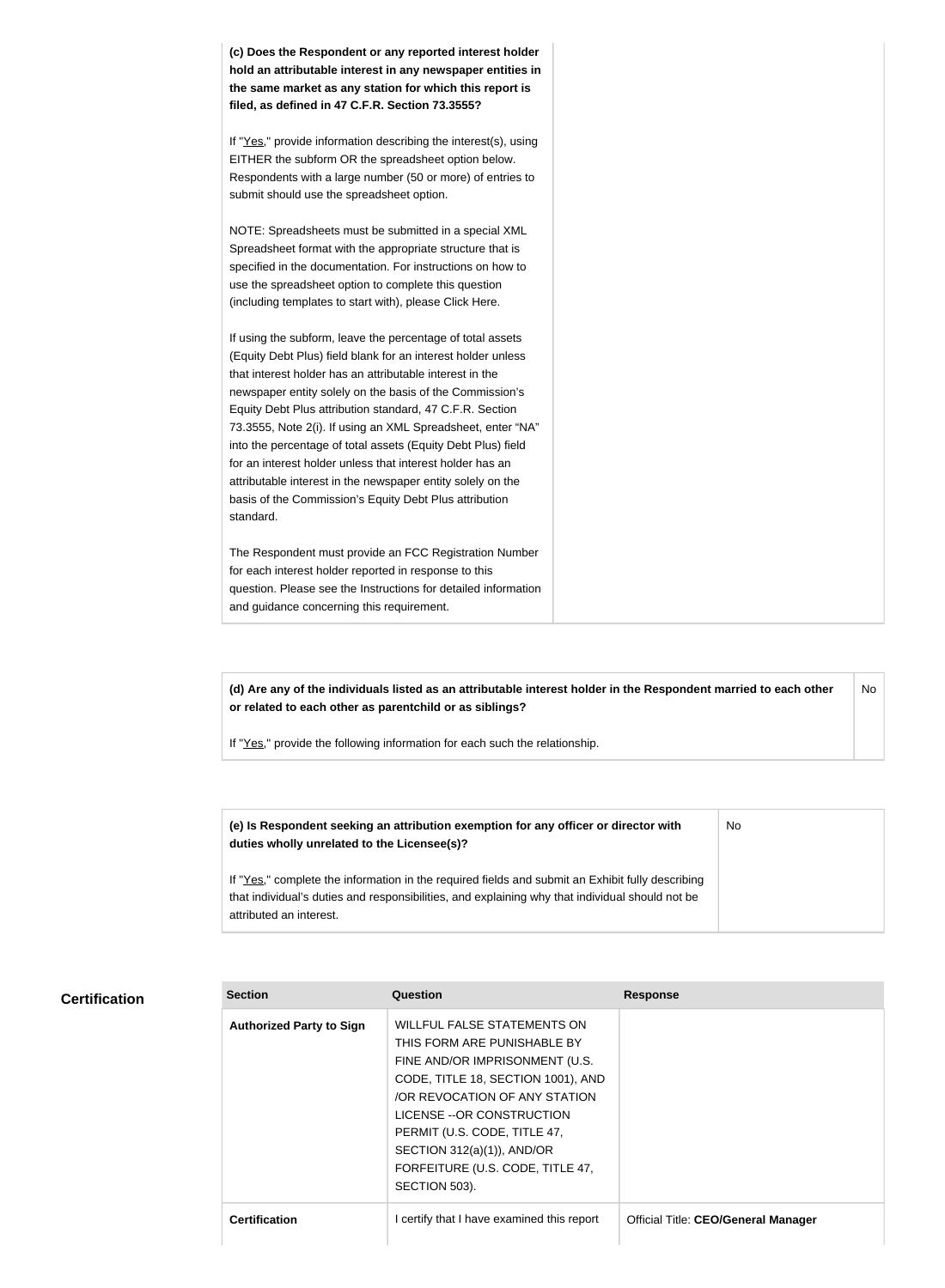| | |
|---|---|
| **(c) Does the Respondent or any reported interest holder hold an attributable interest in any newspaper entities in the same market as any station for which this report is filed, as defined in 47 C.F.R. Section 73.3555?**<br><br>If "Yes," provide information describing the interest(s), using EITHER the subform OR the spreadsheet option below. Respondents with a large number (50 or more) of entries to submit should use the spreadsheet option.<br><br>NOTE: Spreadsheets must be submitted in a special XML Spreadsheet format with the appropriate structure that is specified in the documentation. For instructions on how to use the spreadsheet option to complete this question (including templates to start with), please Click Here.<br><br>If using the subform, leave the percentage of total assets (Equity Debt Plus) field blank for an interest holder unless that interest holder has an attributable interest in the newspaper entity solely on the basis of the Commission's Equity Debt Plus attribution standard, 47 C.F.R. Section 73.3555, Note 2(i). If using an XML Spreadsheet, enter "NA" into the percentage of total assets (Equity Debt Plus) field for an interest holder unless that interest holder has an attributable interest in the newspaper entity solely on the basis of the Commission's Equity Debt Plus attribution standard.<br><br>The Respondent must provide an FCC Registration Number for each interest holder reported in response to this question. Please see the Instructions for detailed information and guidance concerning this requirement. | |

| | |
|---|---|
| **(d) Are any of the individuals listed as an attributable interest holder in the Respondent married to each other or related to each other as parentchild or as siblings?**<br><br>If "Yes," provide the following information for each such the relationship. | No |

| | |
|---|---|
| **(e) Is Respondent seeking an attribution exemption for any officer or director with duties wholly unrelated to the Licensee(s)?**<br><br>If "Yes," complete the information in the required fields and submit an Exhibit fully describing that individual's duties and responsibilities, and explaining why that individual should not be attributed an interest. | No |

## Certification

| Section | Question | Response |
|---|---|---|
| **Authorized Party to Sign** | WILLFUL FALSE STATEMENTS ON THIS FORM ARE PUNISHABLE BY FINE AND/OR IMPRISONMENT (U.S. CODE, TITLE 18, SECTION 1001), AND /OR REVOCATION OF ANY STATION LICENSE --OR CONSTRUCTION PERMIT (U.S. CODE, TITLE 47, SECTION 312(a)(1)), AND/OR FORFEITURE (U.S. CODE, TITLE 47, SECTION 503). | |
| **Certification** | I certify that I have examined this report | Official Title: **CEO/General Manager** |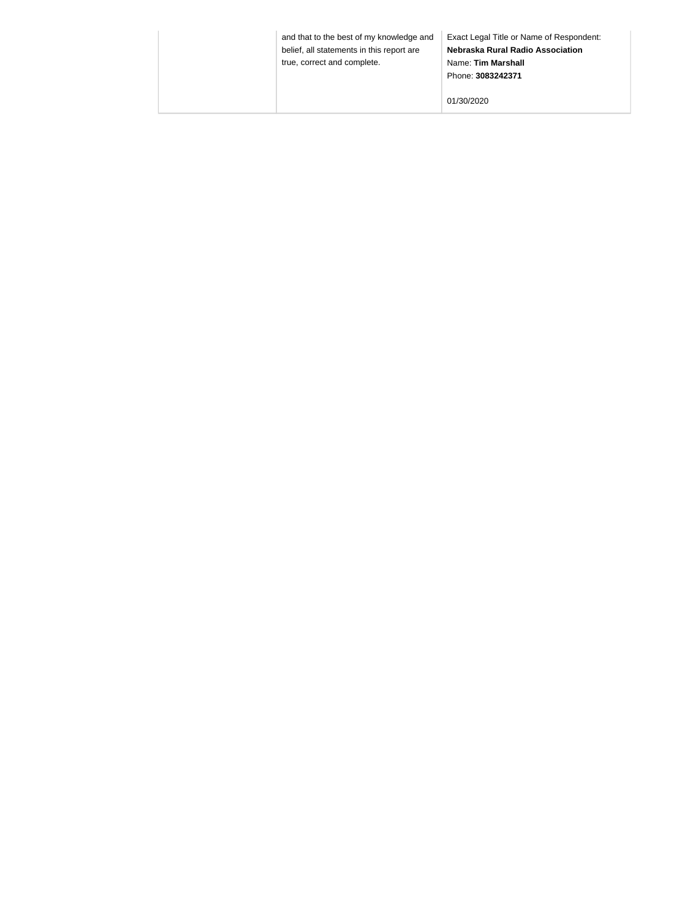| | | |
|---|---|---|
| | and that to the best of my knowledge and belief, all statements in this report are true, correct and complete. | Exact Legal Title or Name of Respondent: **Nebraska Rural Radio Association**<br>Name: **Tim Marshall**<br>Phone: **3083242371**<br><br>01/30/2020 |